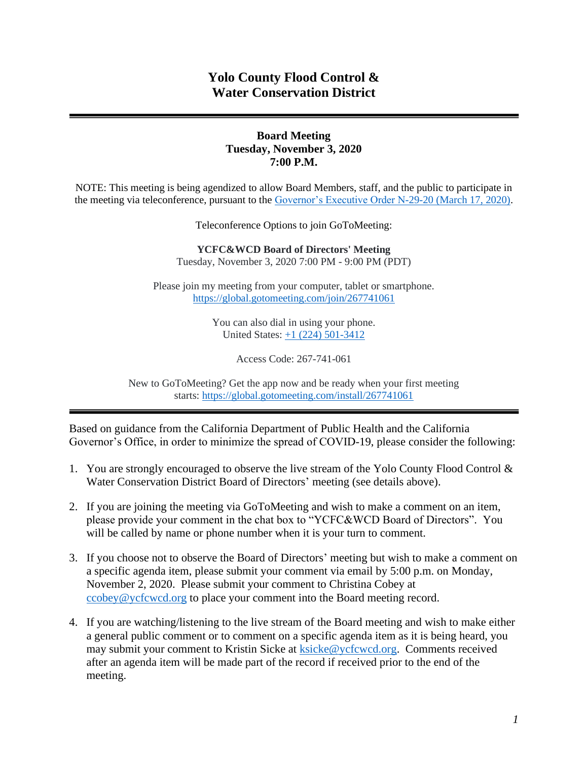# Yolo County Flood Control & Water Conservation District

---

**Board Meeting**
**Tuesday, November 3, 2020**
**7:00 P.M.**

NOTE: This meeting is being agendized to allow Board Members, staff, and the public to participate in the meeting via teleconference, pursuant to the Governor's Executive Order N-29-20 (March 17, 2020).

Teleconference Options to join GoToMeeting:

**YCFC&WCD Board of Directors' Meeting**
Tuesday, November 3, 2020 7:00 PM - 9:00 PM (PDT)

Please join my meeting from your computer, tablet or smartphone.
https://global.gotomeeting.com/join/267741061

You can also dial in using your phone.
United States: +1 (224) 501-3412

Access Code: 267-741-061

New to GoToMeeting? Get the app now and be ready when your first meeting starts: https://global.gotomeeting.com/install/267741061

---

Based on guidance from the California Department of Public Health and the California Governor's Office, in order to minimize the spread of COVID-19, please consider the following:

1. You are strongly encouraged to observe the live stream of the Yolo County Flood Control & Water Conservation District Board of Directors' meeting (see details above).

2. If you are joining the meeting via GoToMeeting and wish to make a comment on an item, please provide your comment in the chat box to "YCFC&WCD Board of Directors". You will be called by name or phone number when it is your turn to comment.

3. If you choose not to observe the Board of Directors' meeting but wish to make a comment on a specific agenda item, please submit your comment via email by 5:00 p.m. on Monday, November 2, 2020. Please submit your comment to Christina Cobey at ccobey@ycfcwcd.org to place your comment into the Board meeting record.

4. If you are watching/listening to the live stream of the Board meeting and wish to make either a general public comment or to comment on a specific agenda item as it is being heard, you may submit your comment to Kristin Sicke at ksicke@ycfcwcd.org. Comments received after an agenda item will be made part of the record if received prior to the end of the meeting.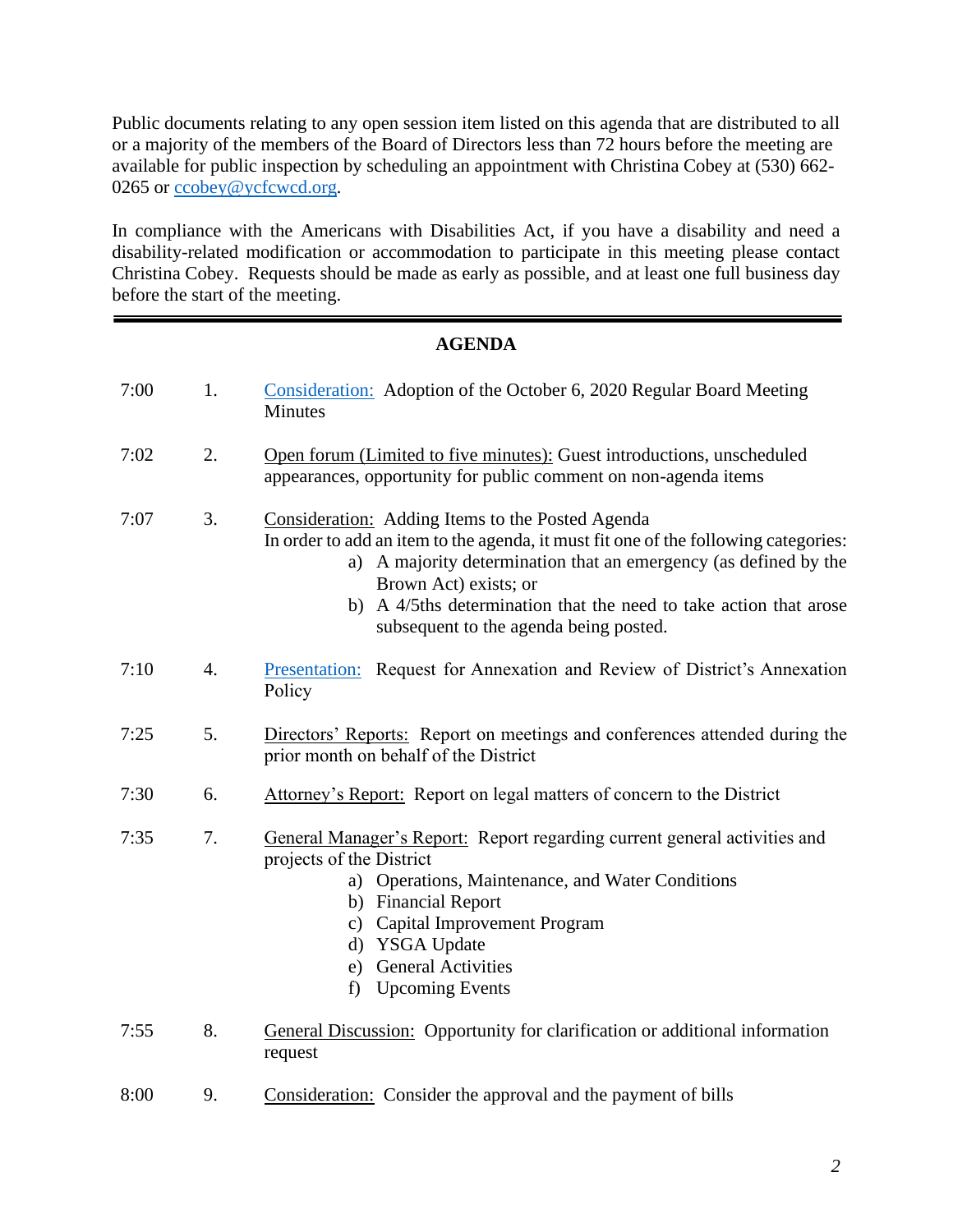Public documents relating to any open session item listed on this agenda that are distributed to all or a majority of the members of the Board of Directors less than 72 hours before the meeting are available for public inspection by scheduling an appointment with Christina Cobey at (530) 662-0265 or ccobey@ycfcwcd.org.

In compliance with the Americans with Disabilities Act, if you have a disability and need a disability-related modification or accommodation to participate in this meeting please contact Christina Cobey. Requests should be made as early as possible, and at least one full business day before the start of the meeting.

---

## AGENDA

| | | |
|---|---|---|
| 7:00 | 1. | Consideration: Adoption of the October 6, 2020 Regular Board Meeting Minutes |
| 7:02 | 2. | Open forum (Limited to five minutes): Guest introductions, unscheduled appearances, opportunity for public comment on non-agenda items |
| 7:07 | 3. | Consideration: Adding Items to the Posted Agenda<br>In order to add an item to the agenda, it must fit one of the following categories:<br>a) A majority determination that an emergency (as defined by the Brown Act) exists; or<br>b) A 4/5ths determination that the need to take action that arose subsequent to the agenda being posted. |
| 7:10 | 4. | Presentation: Request for Annexation and Review of District's Annexation Policy |
| 7:25 | 5. | Directors' Reports: Report on meetings and conferences attended during the prior month on behalf of the District |
| 7:30 | 6. | Attorney's Report: Report on legal matters of concern to the District |
| 7:35 | 7. | General Manager's Report: Report regarding current general activities and projects of the District<br>a) Operations, Maintenance, and Water Conditions<br>b) Financial Report<br>c) Capital Improvement Program<br>d) YSGA Update<br>e) General Activities<br>f) Upcoming Events |
| 7:55 | 8. | General Discussion: Opportunity for clarification or additional information request |
| 8:00 | 9. | Consideration: Consider the approval and the payment of bills |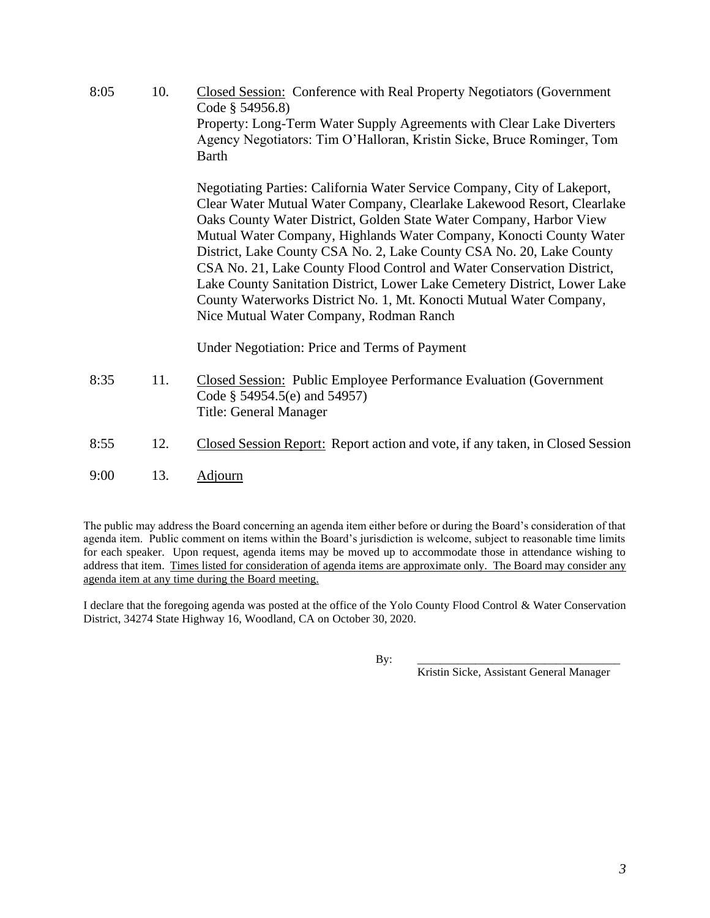| | | |
|---|---|---|
| 8:05 | 10. | <u>Closed Session:</u> Conference with Real Property Negotiators (Government Code § 54956.8)<br>Property: Long-Term Water Supply Agreements with Clear Lake Diverters<br>Agency Negotiators: Tim O'Halloran, Kristin Sicke, Bruce Rominger, Tom Barth<br><br>Negotiating Parties: California Water Service Company, City of Lakeport, Clear Water Mutual Water Company, Clearlake Lakewood Resort, Clearlake Oaks County Water District, Golden State Water Company, Harbor View Mutual Water Company, Highlands Water Company, Konocti County Water District, Lake County CSA No. 2, Lake County CSA No. 20, Lake County CSA No. 21, Lake County Flood Control and Water Conservation District, Lake County Sanitation District, Lower Lake Cemetery District, Lower Lake County Waterworks District No. 1, Mt. Konocti Mutual Water Company, Nice Mutual Water Company, Rodman Ranch<br><br>Under Negotiation: Price and Terms of Payment |
| 8:35 | 11. | <u>Closed Session:</u> Public Employee Performance Evaluation (Government Code § 54954.5(e) and 54957)<br>Title: General Manager |
| 8:55 | 12. | <u>Closed Session Report:</u> Report action and vote, if any taken, in Closed Session |
| 9:00 | 13. | <u>Adjourn</u> |

The public may address the Board concerning an agenda item either before or during the Board's consideration of that agenda item. Public comment on items within the Board's jurisdiction is welcome, subject to reasonable time limits for each speaker. Upon request, agenda items may be moved up to accommodate those in attendance wishing to address that item. <u>Times listed for consideration of agenda items are approximate only. The Board may consider any agenda item at any time during the Board meeting.</u>

I declare that the foregoing agenda was posted at the office of the Yolo County Flood Control & Water Conservation District, 34274 State Highway 16, Woodland, CA on October 30, 2020.

By: ___________________________________
Kristin Sicke, Assistant General Manager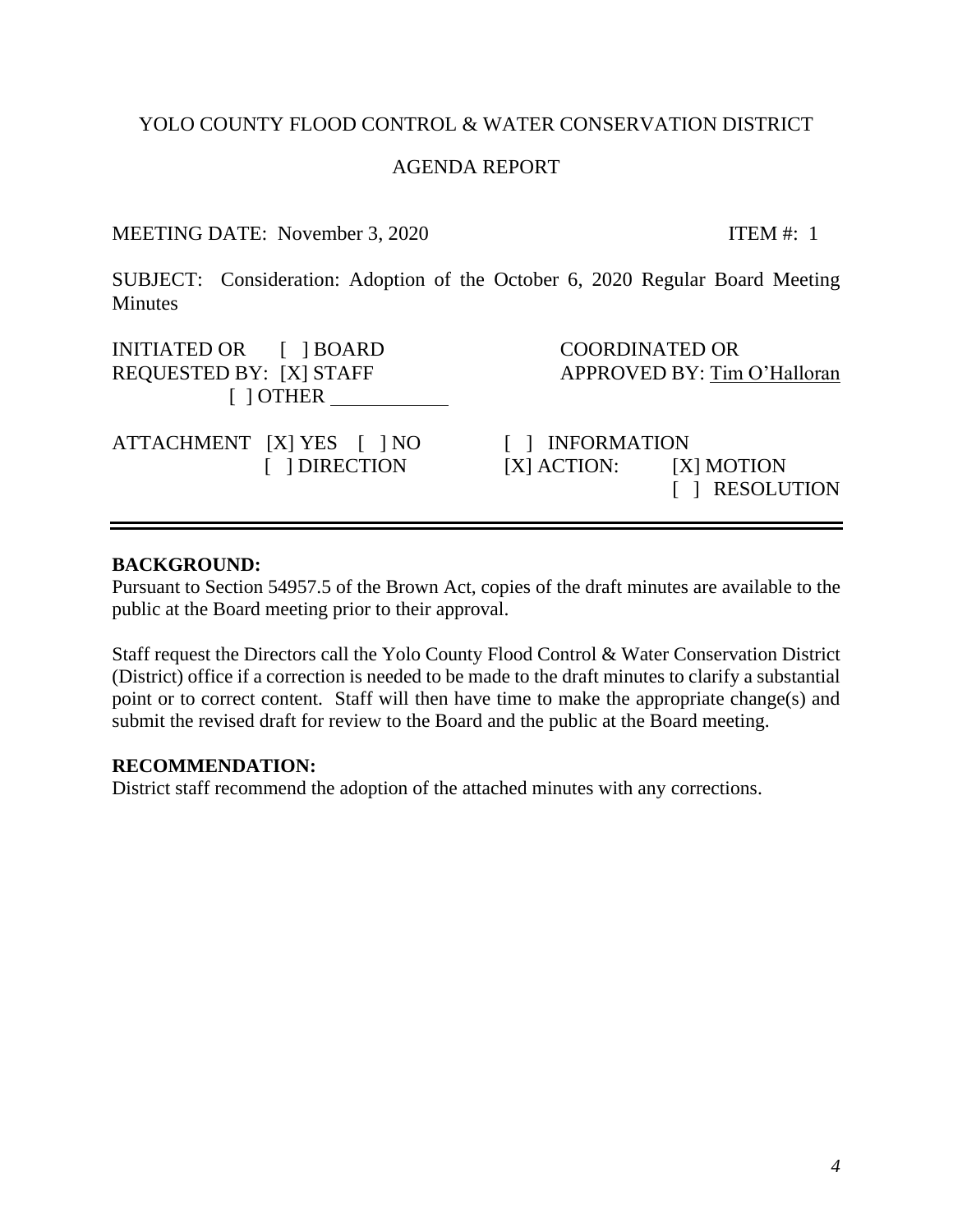YOLO COUNTY FLOOD CONTROL & WATER CONSERVATION DISTRICT

AGENDA REPORT

MEETING DATE: November 3, 2020 ITEM #: 1

SUBJECT: Consideration: Adoption of the October 6, 2020 Regular Board Meeting Minutes

INITIATED OR REQUESTED BY: [ ] BOARD [X] STAFF [ ] OTHER ____________

COORDINATED OR APPROVED BY: Tim O'Halloran

ATTACHMENT [X] YES [ ] NO

[ ] DIRECTION

[ ] INFORMATION

[X] ACTION: [X] MOTION [ ] RESOLUTION

---

**BACKGROUND:**

Pursuant to Section 54957.5 of the Brown Act, copies of the draft minutes are available to the public at the Board meeting prior to their approval.

Staff request the Directors call the Yolo County Flood Control & Water Conservation District (District) office if a correction is needed to be made to the draft minutes to clarify a substantial point or to correct content. Staff will then have time to make the appropriate change(s) and submit the revised draft for review to the Board and the public at the Board meeting.

**RECOMMENDATION:**

District staff recommend the adoption of the attached minutes with any corrections.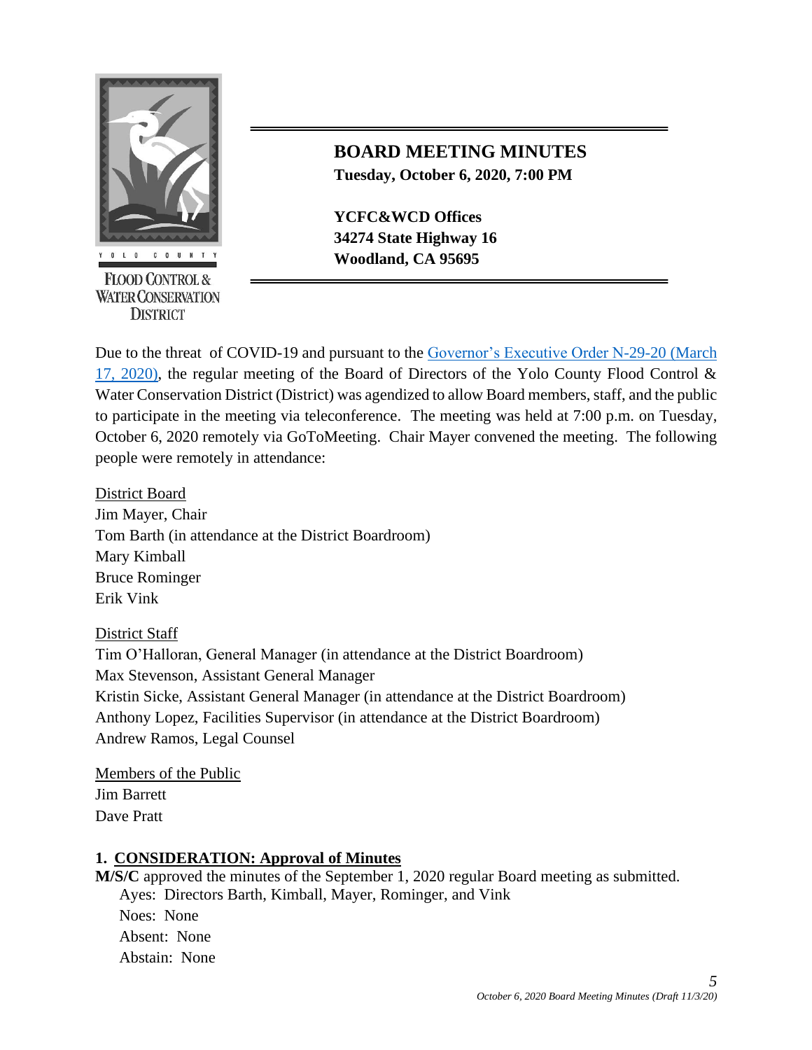YOLO COUNTY FLOOD CONTROL & WATER CONSERVATION DISTRICT

# BOARD MEETING MINUTES

**Tuesday, October 6, 2020, 7:00 PM**

**YCFC&WCD Offices**
**34274 State Highway 16**
**Woodland, CA 95695**

Due to the threat of COVID-19 and pursuant to the [Governor's Executive Order N-29-20 (March 17, 2020)](), the regular meeting of the Board of Directors of the Yolo County Flood Control & Water Conservation District (District) was agendized to allow Board members, staff, and the public to participate in the meeting via teleconference. The meeting was held at 7:00 p.m. on Tuesday, October 6, 2020 remotely via GoToMeeting. Chair Mayer convened the meeting. The following people were remotely in attendance:

<u>District Board</u>
Jim Mayer, Chair
Tom Barth (in attendance at the District Boardroom)
Mary Kimball
Bruce Rominger
Erik Vink

<u>District Staff</u>
Tim O'Halloran, General Manager (in attendance at the District Boardroom)
Max Stevenson, Assistant General Manager
Kristin Sicke, Assistant General Manager (in attendance at the District Boardroom)
Anthony Lopez, Facilities Supervisor (in attendance at the District Boardroom)
Andrew Ramos, Legal Counsel

<u>Members of the Public</u>
Jim Barrett
Dave Pratt

### 1. CONSIDERATION: Approval of Minutes

**M/S/C** approved the minutes of the September 1, 2020 regular Board meeting as submitted.
Ayes: Directors Barth, Kimball, Mayer, Rominger, and Vink
Noes: None
Absent: None
Abstain: None

*October 6, 2020 Board Meeting Minutes (Draft 11/3/20)*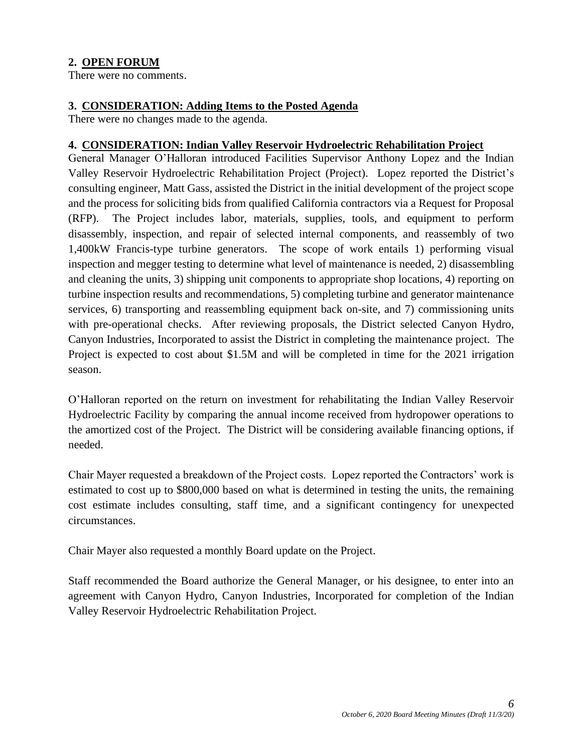**2. OPEN FORUM**

There were no comments.

**3. CONSIDERATION: Adding Items to the Posted Agenda**

There were no changes made to the agenda.

**4. CONSIDERATION: Indian Valley Reservoir Hydroelectric Rehabilitation Project**

General Manager O'Halloran introduced Facilities Supervisor Anthony Lopez and the Indian Valley Reservoir Hydroelectric Rehabilitation Project (Project). Lopez reported the District's consulting engineer, Matt Gass, assisted the District in the initial development of the project scope and the process for soliciting bids from qualified California contractors via a Request for Proposal (RFP). The Project includes labor, materials, supplies, tools, and equipment to perform disassembly, inspection, and repair of selected internal components, and reassembly of two 1,400kW Francis-type turbine generators. The scope of work entails 1) performing visual inspection and megger testing to determine what level of maintenance is needed, 2) disassembling and cleaning the units, 3) shipping unit components to appropriate shop locations, 4) reporting on turbine inspection results and recommendations, 5) completing turbine and generator maintenance services, 6) transporting and reassembling equipment back on-site, and 7) commissioning units with pre-operational checks. After reviewing proposals, the District selected Canyon Hydro, Canyon Industries, Incorporated to assist the District in completing the maintenance project. The Project is expected to cost about $1.5M and will be completed in time for the 2021 irrigation season.

O'Halloran reported on the return on investment for rehabilitating the Indian Valley Reservoir Hydroelectric Facility by comparing the annual income received from hydropower operations to the amortized cost of the Project. The District will be considering available financing options, if needed.

Chair Mayer requested a breakdown of the Project costs. Lopez reported the Contractors' work is estimated to cost up to $800,000 based on what is determined in testing the units, the remaining cost estimate includes consulting, staff time, and a significant contingency for unexpected circumstances.

Chair Mayer also requested a monthly Board update on the Project.

Staff recommended the Board authorize the General Manager, or his designee, to enter into an agreement with Canyon Hydro, Canyon Industries, Incorporated for completion of the Indian Valley Reservoir Hydroelectric Rehabilitation Project.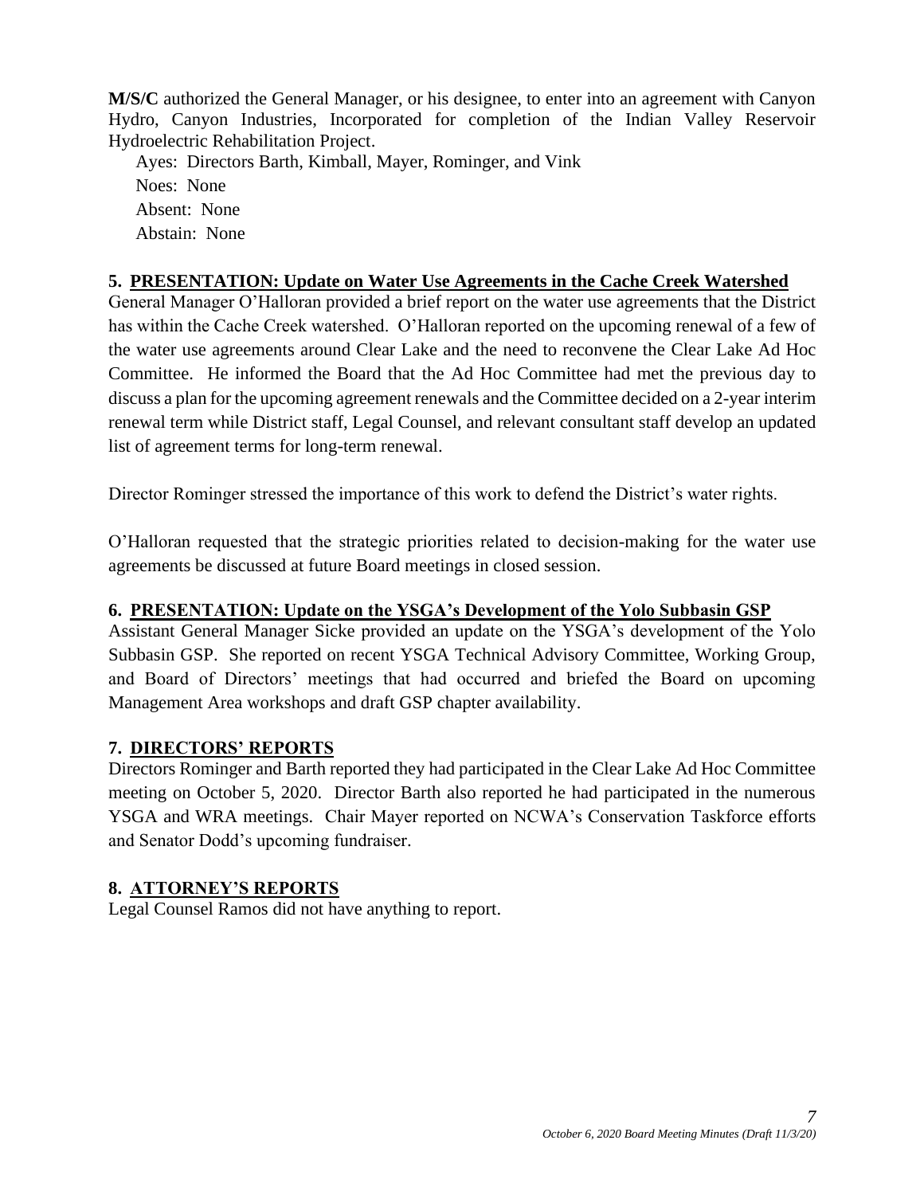**M/S/C** authorized the General Manager, or his designee, to enter into an agreement with Canyon Hydro, Canyon Industries, Incorporated for completion of the Indian Valley Reservoir Hydroelectric Rehabilitation Project.

Ayes: Directors Barth, Kimball, Mayer, Rominger, and Vink
Noes: None
Absent: None
Abstain: None

## 5. PRESENTATION: Update on Water Use Agreements in the Cache Creek Watershed

General Manager O'Halloran provided a brief report on the water use agreements that the District has within the Cache Creek watershed. O'Halloran reported on the upcoming renewal of a few of the water use agreements around Clear Lake and the need to reconvene the Clear Lake Ad Hoc Committee. He informed the Board that the Ad Hoc Committee had met the previous day to discuss a plan for the upcoming agreement renewals and the Committee decided on a 2-year interim renewal term while District staff, Legal Counsel, and relevant consultant staff develop an updated list of agreement terms for long-term renewal.

Director Rominger stressed the importance of this work to defend the District's water rights.

O'Halloran requested that the strategic priorities related to decision-making for the water use agreements be discussed at future Board meetings in closed session.

## 6. PRESENTATION: Update on the YSGA's Development of the Yolo Subbasin GSP

Assistant General Manager Sicke provided an update on the YSGA's development of the Yolo Subbasin GSP. She reported on recent YSGA Technical Advisory Committee, Working Group, and Board of Directors' meetings that had occurred and briefed the Board on upcoming Management Area workshops and draft GSP chapter availability.

## 7. DIRECTORS' REPORTS

Directors Rominger and Barth reported they had participated in the Clear Lake Ad Hoc Committee meeting on October 5, 2020. Director Barth also reported he had participated in the numerous YSGA and WRA meetings. Chair Mayer reported on NCWA's Conservation Taskforce efforts and Senator Dodd's upcoming fundraiser.

## 8. ATTORNEY'S REPORTS

Legal Counsel Ramos did not have anything to report.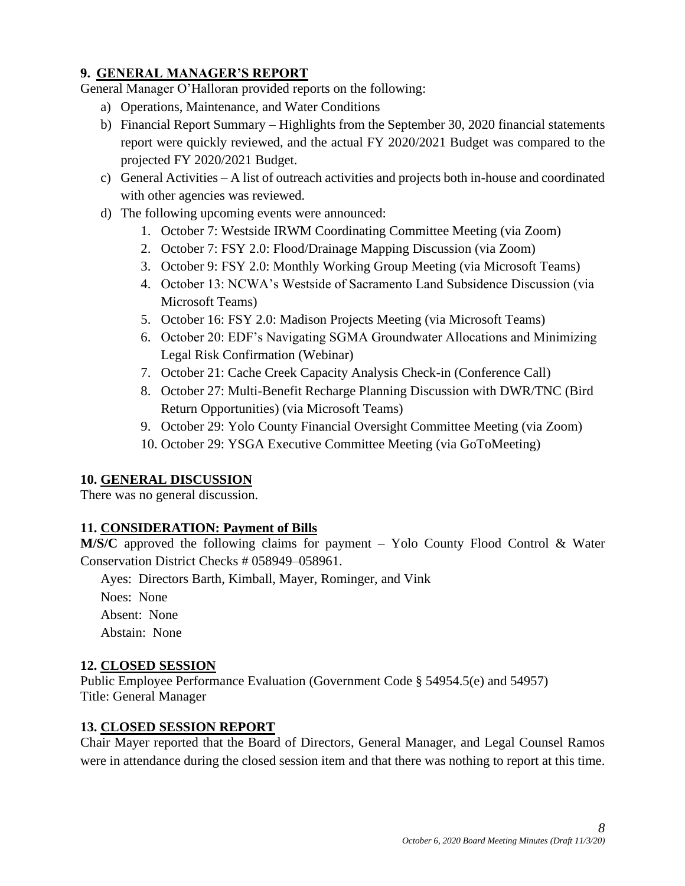## 9. GENERAL MANAGER'S REPORT

General Manager O'Halloran provided reports on the following:

a) Operations, Maintenance, and Water Conditions
b) Financial Report Summary – Highlights from the September 30, 2020 financial statements report were quickly reviewed, and the actual FY 2020/2021 Budget was compared to the projected FY 2020/2021 Budget.
c) General Activities – A list of outreach activities and projects both in-house and coordinated with other agencies was reviewed.
d) The following upcoming events were announced:
   1. October 7: Westside IRWM Coordinating Committee Meeting (via Zoom)
   2. October 7: FSY 2.0: Flood/Drainage Mapping Discussion (via Zoom)
   3. October 9: FSY 2.0: Monthly Working Group Meeting (via Microsoft Teams)
   4. October 13: NCWA's Westside of Sacramento Land Subsidence Discussion (via Microsoft Teams)
   5. October 16: FSY 2.0: Madison Projects Meeting (via Microsoft Teams)
   6. October 20: EDF's Navigating SGMA Groundwater Allocations and Minimizing Legal Risk Confirmation (Webinar)
   7. October 21: Cache Creek Capacity Analysis Check-in (Conference Call)
   8. October 27: Multi-Benefit Recharge Planning Discussion with DWR/TNC (Bird Return Opportunities) (via Microsoft Teams)
   9. October 29: Yolo County Financial Oversight Committee Meeting (via Zoom)
   10. October 29: YSGA Executive Committee Meeting (via GoToMeeting)

## 10. GENERAL DISCUSSION

There was no general discussion.

## 11. CONSIDERATION: Payment of Bills

**M/S/C** approved the following claims for payment – Yolo County Flood Control & Water Conservation District Checks # 058949–058961.

Ayes: Directors Barth, Kimball, Mayer, Rominger, and Vink
Noes: None
Absent: None
Abstain: None

## 12. CLOSED SESSION

Public Employee Performance Evaluation (Government Code § 54954.5(e) and 54957)
Title: General Manager

## 13. CLOSED SESSION REPORT

Chair Mayer reported that the Board of Directors, General Manager, and Legal Counsel Ramos were in attendance during the closed session item and that there was nothing to report at this time.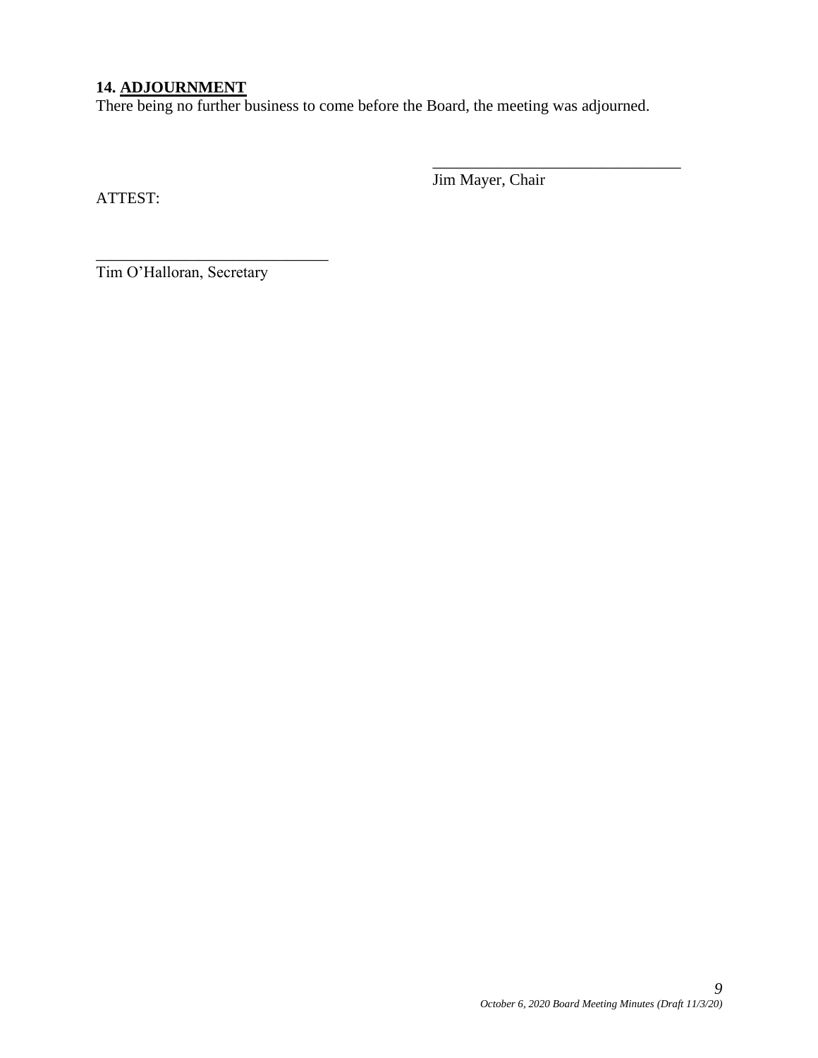**14. ADJOURNMENT**

There being no further business to come before the Board, the meeting was adjourned.

\_\_\_\_\_\_\_\_\_\_\_\_\_\_\_\_\_\_\_\_\_\_\_\_\_\_\_\_\_\_\_\_

Jim Mayer, Chair

ATTEST:

\_\_\_\_\_\_\_\_\_\_\_\_\_\_\_\_\_\_\_\_\_\_\_\_\_\_\_\_\_\_

Tim O'Halloran, Secretary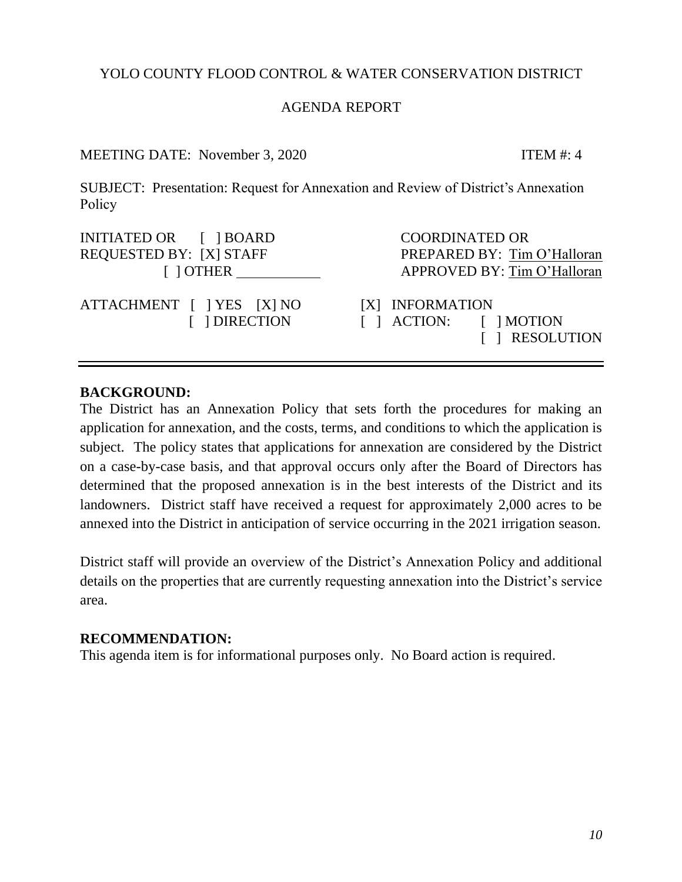YOLO COUNTY FLOOD CONTROL & WATER CONSERVATION DISTRICT

AGENDA REPORT

MEETING DATE: November 3, 2020 ITEM #: 4

SUBJECT: Presentation: Request for Annexation and Review of District's Annexation Policy

| | |
|---|---|
| INITIATED OR [ ] BOARD | COORDINATED OR |
| REQUESTED BY: [X] STAFF | PREPARED BY: Tim O'Halloran |
| [ ] OTHER ____________ | APPROVED BY: Tim O'Halloran |

| | |
|---|---|
| ATTACHMENT [ ] YES [X] NO | [X] INFORMATION |
| [ ] DIRECTION | [ ] ACTION: [ ] MOTION |
| | [ ] RESOLUTION |

---

**BACKGROUND:**

The District has an Annexation Policy that sets forth the procedures for making an application for annexation, and the costs, terms, and conditions to which the application is subject. The policy states that applications for annexation are considered by the District on a case-by-case basis, and that approval occurs only after the Board of Directors has determined that the proposed annexation is in the best interests of the District and its landowners. District staff have received a request for approximately 2,000 acres to be annexed into the District in anticipation of service occurring in the 2021 irrigation season.

District staff will provide an overview of the District's Annexation Policy and additional details on the properties that are currently requesting annexation into the District's service area.

**RECOMMENDATION:**

This agenda item is for informational purposes only. No Board action is required.